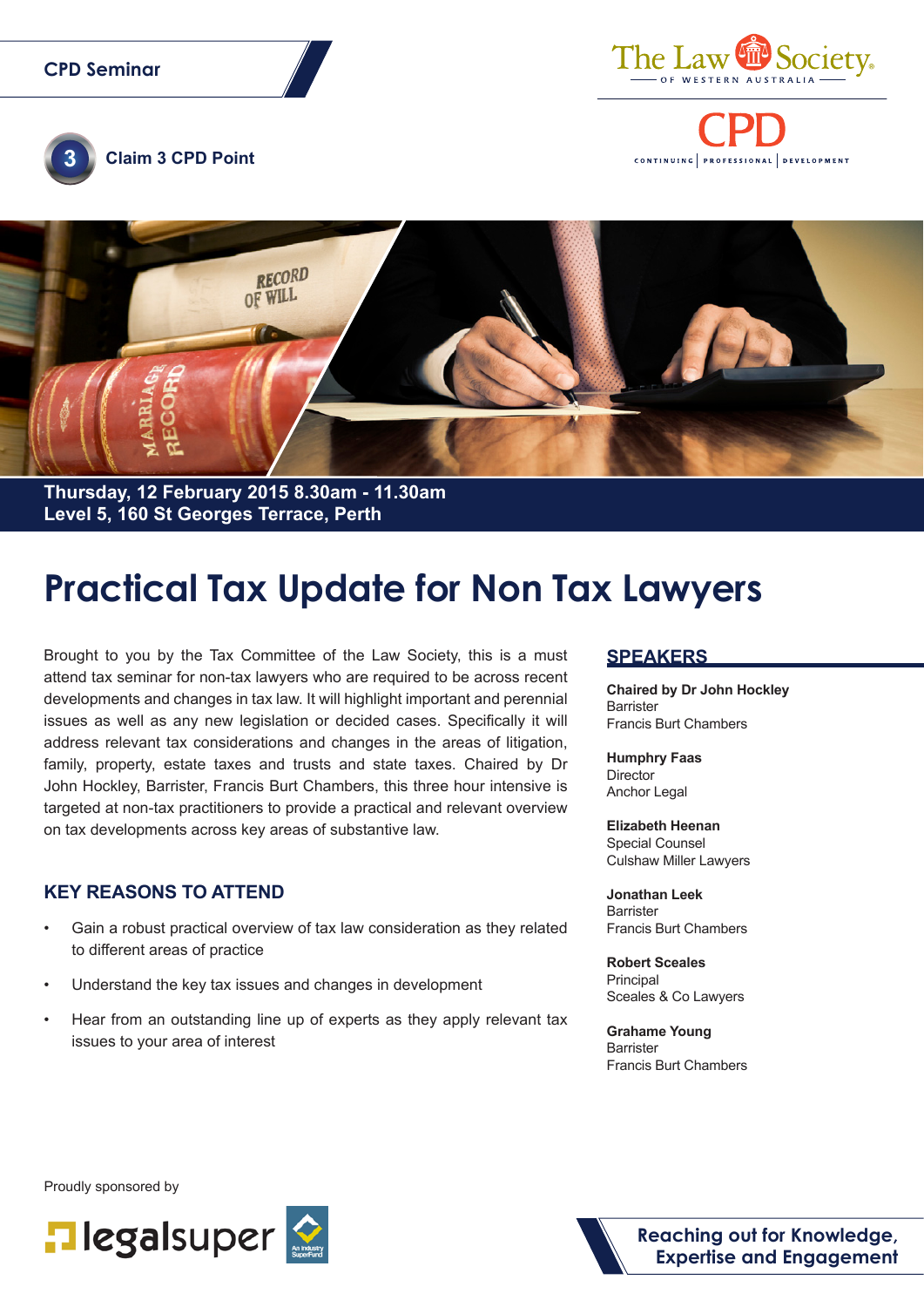CPD Seminar

The Law Society OF WESTERN AUSTRALIA

CPD CONTINUING | PROFESSIONAL | DEVELOPMENT

**3** Claim 3 CPD Point

**Thursday, 12 February 2015 8.30am - 11.30am**
**Level 5, 160 St Georges Terrace, Perth**

# Practical Tax Update for Non Tax Lawyers

Brought to you by the Tax Committee of the Law Society, this is a must attend tax seminar for non-tax lawyers who are required to be across recent developments and changes in tax law. It will highlight important and perennial issues as well as any new legislation or decided cases. Specifically it will address relevant tax considerations and changes in the areas of litigation, family, property, estate taxes and trusts and state taxes. Chaired by Dr John Hockley, Barrister, Francis Burt Chambers, this three hour intensive is targeted at non-tax practitioners to provide a practical and relevant overview on tax developments across key areas of substantive law.

## KEY REASONS TO ATTEND

- Gain a robust practical overview of tax law consideration as they related to different areas of practice
- Understand the key tax issues and changes in development
- Hear from an outstanding line up of experts as they apply relevant tax issues to your area of interest

## SPEAKERS

**Chaired by Dr John Hockley**
Barrister
Francis Burt Chambers

**Humphry Faas**
Director
Anchor Legal

**Elizabeth Heenan**
Special Counsel
Culshaw Miller Lawyers

**Jonathan Leek**
Barrister
Francis Burt Chambers

**Robert Sceales**
Principal
Sceales & Co Lawyers

**Grahame Young**
Barrister
Francis Burt Chambers

Proudly sponsored by

legalsuper An Industry SuperFund

**Reaching out for Knowledge, Expertise and Engagement**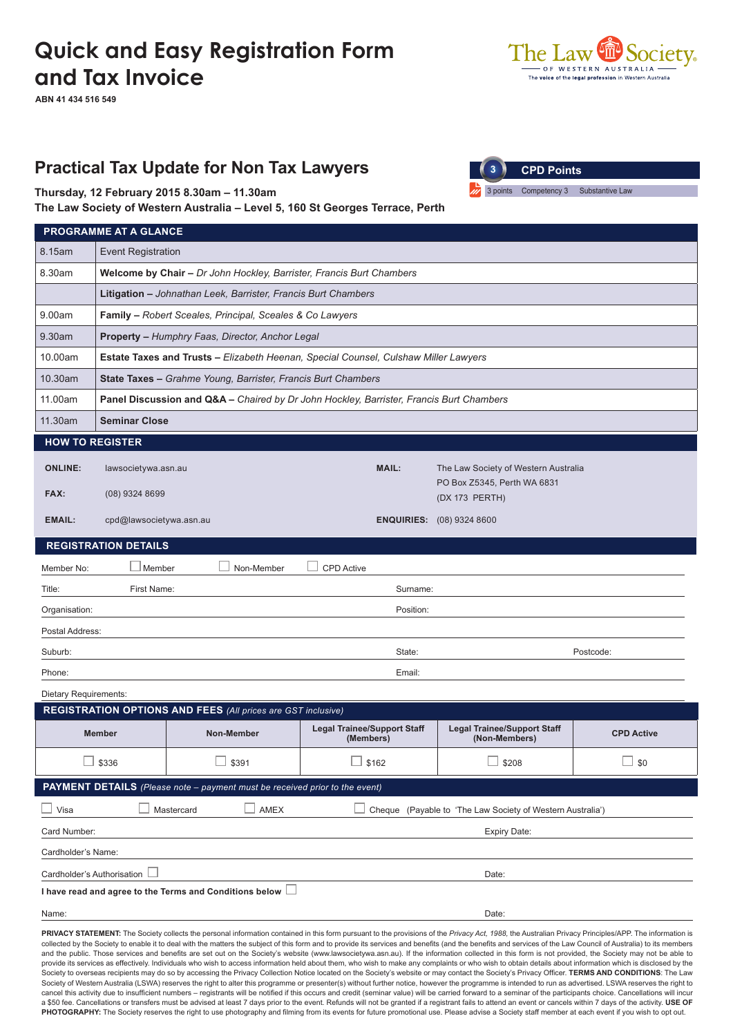# Quick and Easy Registration Form and Tax Invoice

**ABN 41 434 516 549**

The Law Society OF WESTERN AUSTRALIA
The voice of the legal profession in Western Australia

## Practical Tax Update for Non Tax Lawyers

**Thursday, 12 February 2015 8.30am – 11.30am**
**The Law Society of Western Australia – Level 5, 160 St Georges Terrace, Perth**

**3 CPD Points**
3 points | Competency 3 | Substantive Law

### PROGRAMME AT A GLANCE

| | |
|---|---|
| 8.15am | Event Registration |
| 8.30am | **Welcome by Chair –** *Dr John Hockley, Barrister, Francis Burt Chambers* |
| | **Litigation –** *Johnathan Leek, Barrister, Francis Burt Chambers* |
| 9.00am | **Family –** *Robert Sceales, Principal, Sceales & Co Lawyers* |
| 9.30am | **Property –** *Humphry Faas, Director, Anchor Legal* |
| 10.00am | **Estate Taxes and Trusts –** *Elizabeth Heenan, Special Counsel, Culshaw Miller Lawyers* |
| 10.30am | **State Taxes –** *Grahme Young, Barrister, Francis Burt Chambers* |
| 11.00am | **Panel Discussion and Q&A –** *Chaired by Dr John Hockley, Barrister, Francis Burt Chambers* |
| 11.30am | **Seminar Close** |

### HOW TO REGISTER

**ONLINE:** lawsocietywa.asn.au

**FAX:** (08) 9324 8699

**EMAIL:** cpd@lawsocietywa.asn.au

**MAIL:** The Law Society of Western Australia
PO Box Z5345, Perth WA 6831
(DX 173 PERTH)

**ENQUIRIES:** (08) 9324 8600

### REGISTRATION DETAILS

Member No: ☐ Member ☐ Non-Member ☐ CPD Active

Title: First Name: Surname:

Organisation: Position:

Postal Address:

Suburb: State: Postcode:

Phone: Email:

Dietary Requirements:

### REGISTRATION OPTIONS AND FEES *(All prices are GST inclusive)*

| Member | Non-Member | Legal Trainee/Support Staff (Members) | Legal Trainee/Support Staff (Non-Members) | CPD Active |
|---|---|---|---|---|
| ☐ $336 | ☐ $391 | ☐ $162 | ☐ $208 | ☐ $0 |

### PAYMENT DETAILS *(Please note – payment must be received prior to the event)*

☐ Visa ☐ Mastercard ☐ AMEX ☐ Cheque (Payable to 'The Law Society of Western Australia')

Card Number: Expiry Date:

Cardholder's Name:

Cardholder's Authorisation ☐ Date:

**I have read and agree to the Terms and Conditions below** ☐

Name: Date:

**PRIVACY STATEMENT:** The Society collects the personal information contained in this form pursuant to the provisions of the *Privacy Act, 1988*, the Australian Privacy Principles/APP. The information is collected by the Society to enable it to deal with the matters the subject of this form and to provide its services and benefits (and the benefits and services of the Law Council of Australia) to its members and the public. Those services and benefits are set out on the Society's website (www.lawsocietywa.asn.au). If the information collected in this form is not provided, the Society may not be able to provide its services as effectively. Individuals who wish to access information held about them, who wish to make any complaints or who wish to obtain details about information which is disclosed by the Society to overseas recipients may do so by accessing the Privacy Collection Notice located on the Society's website or may contact the Society's Privacy Officer. **TERMS AND CONDITIONS**: The Law Society of Western Australia (LSWA) reserves the right to alter this programme or presenter(s) without further notice, however the programme is intended to run as advertised. LSWA reserves the right to cancel this activity due to insufficient numbers – registrants will be notified if this occurs and credit (seminar value) will be carried forward to a seminar of the participants choice. Cancellations will incur a $50 fee. Cancellations or transfers must be advised at least 7 days prior to the event. Refunds will not be granted if a registrant fails to attend an event or cancels within 7 days of the activity. **USE OF PHOTOGRAPHY:** The Society reserves the right to use photography and filming from its events for future promotional use. Please advise a Society staff member at each event if you wish to opt out.